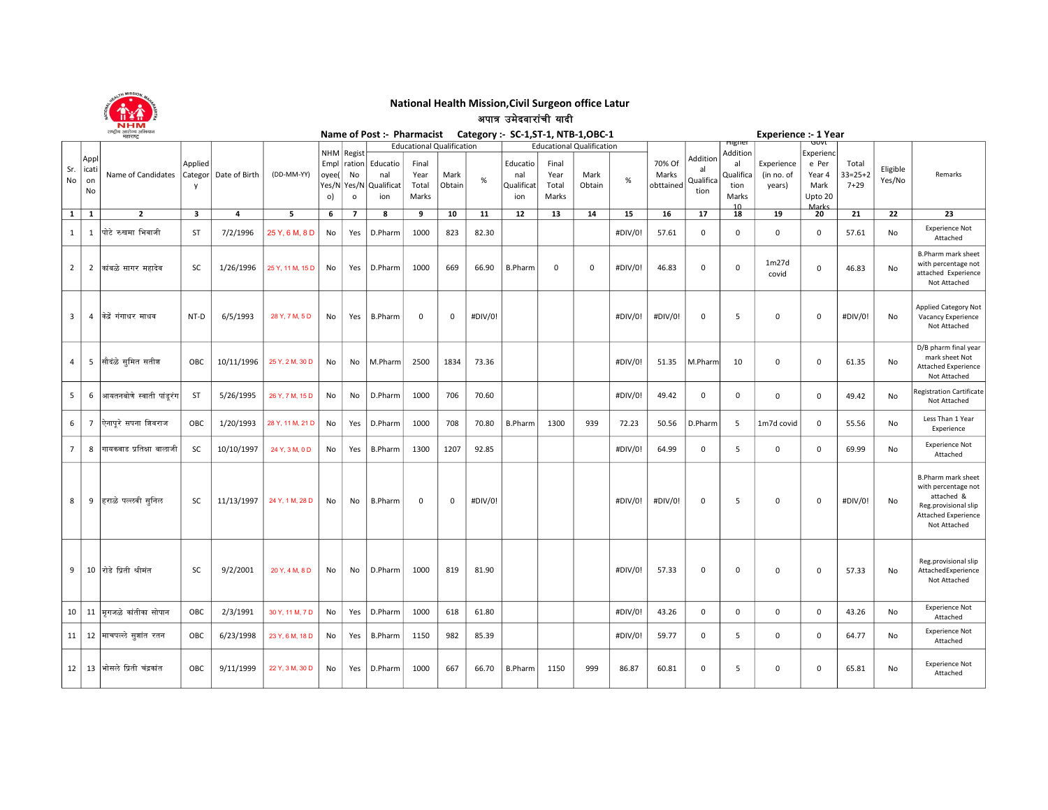# National Health Mission,Civil Surgeon office Latur

## अपात्र उमेदवारांची यादी

**Name of Post :- Pharmacist Category :- SC-1,ST-1, NTB-1,OBC-1 Experience :- 1 Year**

| Sr. No | Application No | Name of Candidates | Applied Category | Date of Birth | (DD-MM-YY) | NHM Employee( Yes/No) | Registration No Yes/No | Educational Qualification | | | | Educational Qualification | | | | 70% Of Marks obttained | Additional Qualification | Higher Additional Qualification Marks 10 | Experience (in no. of years) | Govt Experience Per Year 4 Mark Upto 20 Marks | Total 33=25+27+29 | Eligible Yes/No | Remarks |
|---|---|---|---|---|---|---|---|---|---|---|---|---|---|---|---|---|---|---|---|---|---|---|---|
| | | | | | | | | Educational Qualification | Final Year Total Marks | Mark Obtain | % | Educational Qualification | Final Year Total Marks | Mark Obtain | % | | | | | | | | |
| 1 | 1 | 2 | 3 | 4 | 5 | 6 | 7 | 8 | 9 | 10 | 11 | 12 | 13 | 14 | 15 | 16 | 17 | 18 | 19 | 20 | 21 | 22 | 23 |
| 1 | 1 | पोटे रुखमा भिवाजी | ST | 7/2/1996 | 25 Y, 6 M, 8 D | No | Yes | D.Pharm | 1000 | 823 | 82.30 | | | | #DIV/0! | 57.61 | 0 | 0 | 0 | 0 | 57.61 | No | Experience Not Attached |
| 2 | 2 | कांबळे सागर महादेव | SC | 1/26/1996 | 25 Y, 11 M, 15 D | No | Yes | D.Pharm | 1000 | 669 | 66.90 | B.Pharm | 0 | 0 | #DIV/0! | 46.83 | 0 | 0 | 1m27d covid | 0 | 46.83 | No | B.Pharm mark sheet with percentage not attached Experience Not Attached |
| 3 | 4 | केंद्रे गंगाधर माधव | NT-D | 6/5/1993 | 28 Y, 7 M, 5 D | No | Yes | B.Pharm | 0 | 0 | #DIV/0! | | | | #DIV/0! | #DIV/0! | 0 | 5 | 0 | 0 | #DIV/0! | No | Applied Category Not Vacancy Experience Not Attached |
| 4 | 5 | सौदळे सुमित सतीश | OBC | 10/11/1996 | 25 Y, 2 M, 30 D | No | No | M.Pharm | 2500 | 1834 | 73.36 | | | | #DIV/0! | 51.35 | M.Pharm | 10 | 0 | 0 | 61.35 | No | D/B pharm final year mark sheet Not Attached Experience Not Attached |
| 5 | 6 | आयतनबोणे स्वाती पांडूरंग | ST | 5/26/1995 | 26 Y, 7 M, 15 D | No | No | D.Pharm | 1000 | 706 | 70.60 | | | | #DIV/0! | 49.42 | 0 | 0 | 0 | 0 | 49.42 | No | Registration Cartificate Not Attached |
| 6 | 7 | ऐनापूरे सपना शिवराज | OBC | 1/20/1993 | 28 Y, 11 M, 21 D | No | Yes | D.Pharm | 1000 | 708 | 70.80 | B.Pharm | 1300 | 939 | 72.23 | 50.56 | D.Pharm | 5 | 1m7d covid | 0 | 55.56 | No | Less Than 1 Year Experience |
| 7 | 8 | गायकवाड प्रतिक्षा बालाजी | SC | 10/10/1997 | 24 Y, 3 M, 0 D | No | Yes | B.Pharm | 1300 | 1207 | 92.85 | | | | #DIV/0! | 64.99 | 0 | 5 | 0 | 0 | 69.99 | No | Experience Not Attached |
| 8 | 9 | हराळे पल्लवी सुनिल | SC | 11/13/1997 | 24 Y, 1 M, 28 D | No | No | B.Pharm | 0 | 0 | #DIV/0! | | | | #DIV/0! | #DIV/0! | 0 | 5 | 0 | 0 | #DIV/0! | No | B.Pharm mark sheet with percentage not attached & Reg.provisional slip Attached Experience Not Attached |
| 9 | 10 | रोडे प्रिती श्रीमंत | SC | 9/2/2001 | 20 Y, 4 M, 8 D | No | No | D.Pharm | 1000 | 819 | 81.90 | | | | #DIV/0! | 57.33 | 0 | 0 | 0 | 0 | 57.33 | No | Reg.provisional slip AttachedExperience Not Attached |
| 10 | 11 | मृगजळे कांतीका सोपान | OBC | 2/3/1991 | 30 Y, 11 M, 7 D | No | Yes | D.Pharm | 1000 | 618 | 61.80 | | | | #DIV/0! | 43.26 | 0 | 0 | 0 | 0 | 43.26 | No | Experience Not Attached |
| 11 | 12 | माचपल्ले सुशांत रतन | OBC | 6/23/1998 | 23 Y, 6 M, 18 D | No | Yes | B.Pharm | 1150 | 982 | 85.39 | | | | #DIV/0! | 59.77 | 0 | 5 | 0 | 0 | 64.77 | No | Experience Not Attached |
| 12 | 13 | भोसले प्रिती चंद्रकांत | OBC | 9/11/1999 | 22 Y, 3 M, 30 D | No | Yes | D.Pharm | 1000 | 667 | 66.70 | B.Pharm | 1150 | 999 | 86.87 | 60.81 | 0 | 5 | 0 | 0 | 65.81 | No | Experience Not Attached |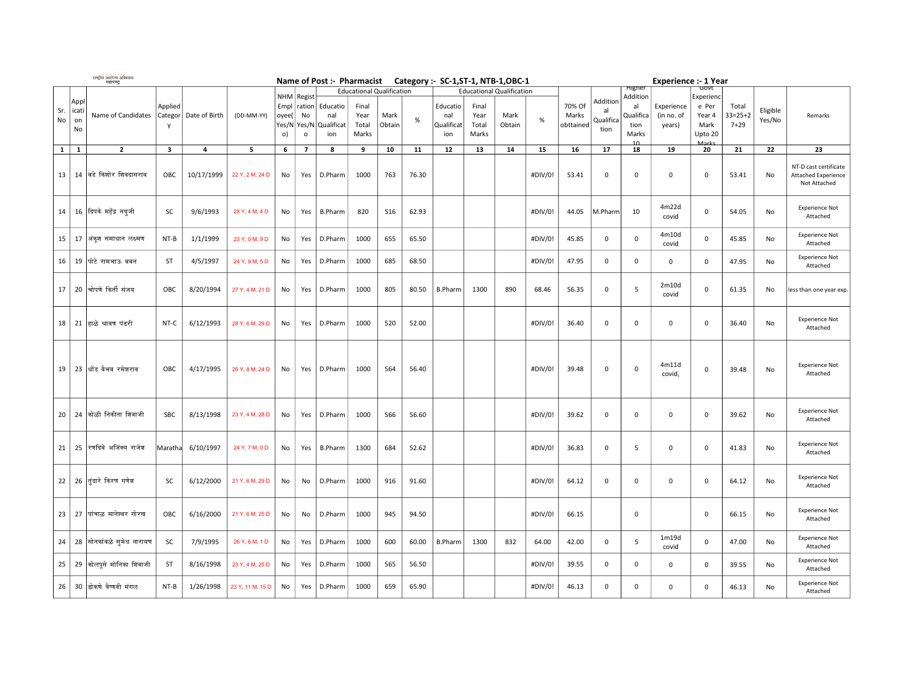राष्ट्रीय आरोग्य अभियान महाराष्ट्र

**Name of Post :- Pharmacist Category :- SC-1,ST-1, NTB-1,OBC-1 Experience :- 1 Year**

| Sr. No | Application No | Name of Candidates | Applied Category | Date of Birth | (DD-MM-YY) | NHM Employee( Yes/No) | Registration No Yes/No | Educational Qualification | Final Year Total Marks | Mark Obtain | % | Educational Qualification | Final Year Total Marks | Mark Obtain | % | 70% Of Marks obttained | Additional Qualification | Higher Additional Qualification Marks 10 | Experience (in no. of years) | Govt Experience Per Year 4 Mark Upto 20 Marks | Total 33=25+27+29 | Eligible Yes/No | Remarks |
|---|---|---|---|---|---|---|---|---|---|---|---|---|---|---|---|---|---|---|---|---|---|---|---|
| 1 | 1 | 2 | 3 | 4 | 5 | 6 | 7 | 8 | 9 | 10 | 11 | 12 | 13 | 14 | 15 | 16 | 17 | 18 | 19 | 20 | 21 | 22 | 23 |
| 13 | 14 | बडे किशोर शिवदासराव | OBC | 10/17/1999 | 22 Y, 2 M, 24 D | No | Yes | D.Pharm | 1000 | 763 | 76.30 | | | | #DIV/0! | 53.41 | 0 | 0 | 0 | 0 | 53.41 | No | NT-D cast certificate Attached Experience Not Attached |
| 14 | 16 | दिपके महेंद्र नथुजी | SC | 9/6/1993 | 28 Y, 4 M, 4 D | No | Yes | B.Pharm | 820 | 516 | 62.93 | | | | #DIV/0! | 44.05 | M.Pharm | 10 | 4m22d covid | 0 | 54.05 | No | Experience Not Attached |
| 15 | 17 | अंकूश समाधान लक्ष्मण | NT-B | 1/1/1999 | 23 Y, 0 M, 9 D | No | Yes | D.Pharm | 1000 | 655 | 65.50 | | | | #DIV/0! | 45.85 | 0 | 0 | 4m10d covid | 0 | 45.85 | No | Experience Not Attached |
| 16 | 19 | पोटे रामभाऊ बबन | ST | 4/5/1997 | 24 Y, 9 M, 5 D | No | Yes | D.Pharm | 1000 | 685 | 68.50 | | | | #DIV/0! | 47.95 | 0 | 0 | 0 | 0 | 47.95 | No | Experience Not Attached |
| 17 | 20 | चोपणे किर्ती संजय | OBC | 8/20/1994 | 27 Y, 4 M, 21 D | No | Yes | D.Pharm | 1000 | 805 | 80.50 | B.Pharm | 1300 | 890 | 68.46 | 56.35 | 0 | 5 | 2m10d covid | 0 | 61.35 | No | less than one year exp. |
| 18 | 21 | हाळे श्रावण पंढरी | NT-C | 6/12/1993 | 28 Y, 6 M, 29 D | No | Yes | D.Pharm | 1000 | 520 | 52.00 | | | | #DIV/0! | 36.40 | 0 | 0 | 0 | 0 | 36.40 | No | Experience Not Attached |
| 19 | 23 | धोंड वैभव रमेशराव | OBC | 4/17/1995 | 26 Y, 8 M, 24 D | No | Yes | D.Pharm | 1000 | 564 | 56.40 | | | | #DIV/0! | 39.48 | 0 | 0 | 4m11d covid, | 0 | 39.48 | No | Experience Not Attached |
| 20 | 24 | कोळी निकीता शिवाजी | SBC | 8/13/1998 | 23 Y, 4 M, 28 D | No | Yes | D.Pharm | 1000 | 566 | 56.60 | | | | #DIV/0! | 39.62 | 0 | 0 | 0 | 0 | 39.62 | No | Experience Not Attached |
| 21 | 25 | रणदिवे अजिंक्य राजेश | Maratha | 6/10/1997 | 24 Y, 7 M, 0 D | No | Yes | B.Pharm | 1300 | 684 | 52.62 | | | | #DIV/0! | 36.83 | 0 | 5 | 0 | 0 | 41.83 | No | Experience Not Attached |
| 22 | 26 | तुंदारे किरण गणेश | SC | 6/12/2000 | 21 Y, 6 M, 29 D | No | No | D.Pharm | 1000 | 916 | 91.60 | | | | #DIV/0! | 64.12 | 0 | 0 | 0 | 0 | 64.12 | No | Experience Not Attached |
| 23 | 27 | पांचाळ मानेश्वर गोरख | OBC | 6/16/2000 | 21 Y, 6 M, 25 D | No | No | D.Pharm | 1000 | 945 | 94.50 | | | | #DIV/0! | 66.15 | | 0 | | 0 | 66.15 | No | Experience Not Attached |
| 24 | 28 | सोनकांबळे सुमेध नारायण | SC | 7/9/1995 | 26 Y, 6 M, 1 D | No | Yes | D.Pharm | 1000 | 600 | 60.00 | B.Pharm | 1300 | 832 | 64.00 | 42.00 | 0 | 5 | 1m19d covid | 0 | 47.00 | No | Experience Not Attached |
| 25 | 29 | कोलपुसे मोनिका शिवाजी | ST | 8/16/1998 | 23 Y, 4 M, 25 D | No | Yes | D.Pharm | 1000 | 565 | 56.50 | | | | #DIV/0! | 39.55 | 0 | 0 | 0 | 0 | 39.55 | No | Experience Not Attached |
| 26 | 30 | ढोकणे वैष्णवी मंगल | NT-B | 1/26/1998 | 23 Y, 11 M, 15 D | No | Yes | D.Pharm | 1000 | 659 | 65.90 | | | | #DIV/0! | 46.13 | 0 | 0 | 0 | 0 | 46.13 | No | Experience Not Attached |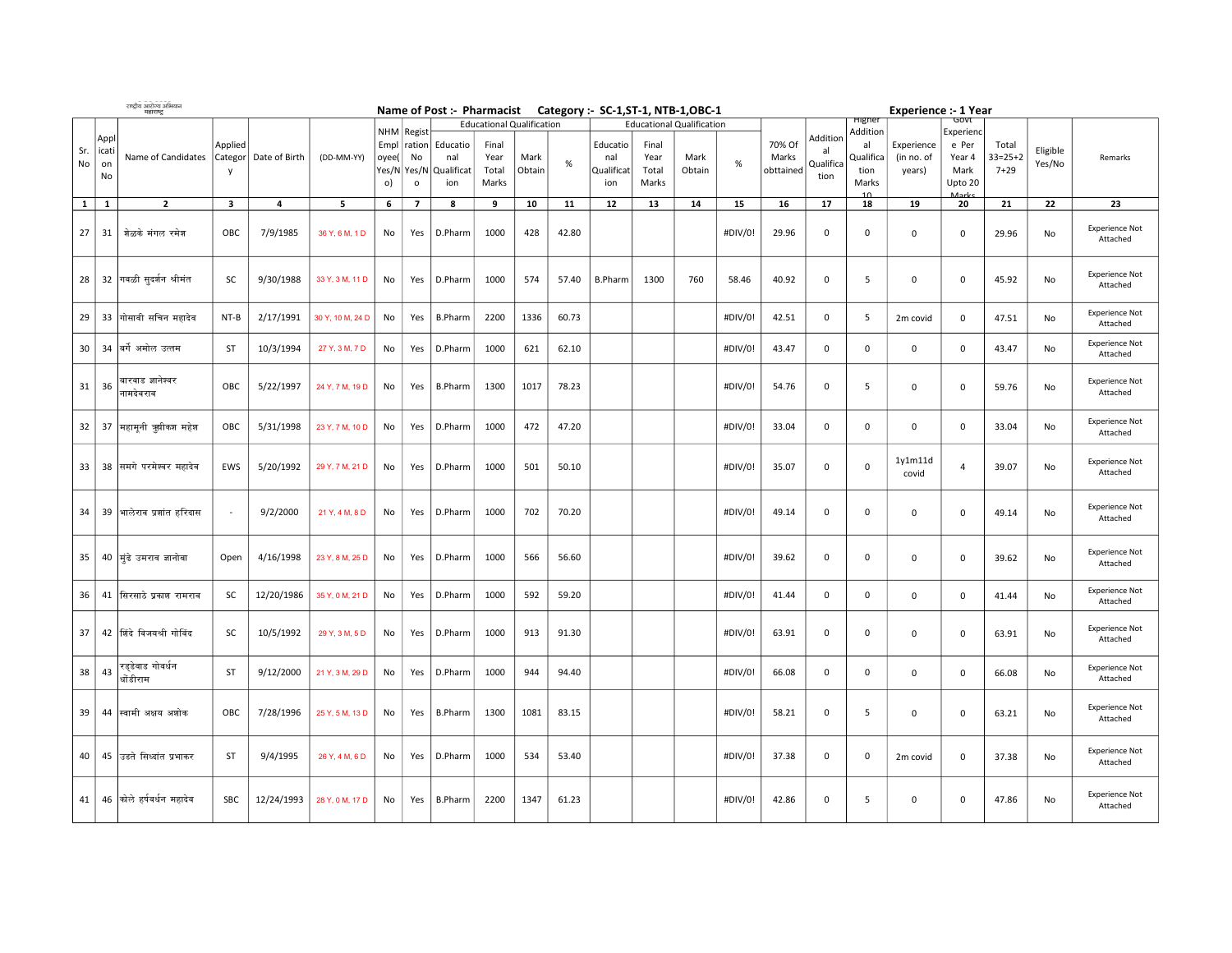राष्ट्रीय आरोग्य अभियान महाराष्ट्र

**Name of Post :- Pharmacist   Category :- SC-1,ST-1, NTB-1,OBC-1   Experience :- 1 Year**

| Sr. No | Application No | Name of Candidates | Applied Category | Date of Birth | (DD-MM-YY) | NHM Employee(Yes/No) | Registration No Yes/No | Educational Qualification | Final Year Total Marks | Mark Obtain | % | Educational Qualification | Final Year Total Marks | Mark Obtain | % | 70% Of Marks obttained | Additional Qualification | Higher Additional Qualification Marks 10 | Experience (in no. of years) | Govt Experience Per Year 4 Mark Upto 20 Marks | Total 33=25+27+29 | Eligible Yes/No | Remarks |
|---|---|---|---|---|---|---|---|---|---|---|---|---|---|---|---|---|---|---|---|---|---|---|---|
| 1 | 1 | 2 | 3 | 4 | 5 | 6 | 7 | 8 | 9 | 10 | 11 | 12 | 13 | 14 | 15 | 16 | 17 | 18 | 19 | 20 | 21 | 22 | 23 |
| 27 | 31 | शेळके मंगल रमेश | OBC | 7/9/1985 | 36 Y, 6 M, 1 D | No | Yes | D.Pharm | 1000 | 428 | 42.80 | | | | #DIV/0! | 29.96 | 0 | 0 | 0 | 0 | 29.96 | No | Experience Not Attached |
| 28 | 32 | गवळी सुदर्शन श्रीमंत | SC | 9/30/1988 | 33 Y, 3 M, 11 D | No | Yes | D.Pharm | 1000 | 574 | 57.40 | B.Pharm | 1300 | 760 | 58.46 | 40.92 | 0 | 5 | 0 | 0 | 45.92 | No | Experience Not Attached |
| 29 | 33 | गोसावी सचिन महादेव | NT-B | 2/17/1991 | 30 Y, 10 M, 24 D | No | Yes | B.Pharm | 2200 | 1336 | 60.73 | | | | #DIV/0! | 42.51 | 0 | 5 | 2m covid | 0 | 47.51 | No | Experience Not Attached |
| 30 | 34 | वर्गे अमोल उत्तम | ST | 10/3/1994 | 27 Y, 3 M, 7 D | No | Yes | D.Pharm | 1000 | 621 | 62.10 | | | | #DIV/0! | 43.47 | 0 | 0 | 0 | 0 | 43.47 | No | Experience Not Attached |
| 31 | 36 | बारवाड ज्ञानेश्वर नामदेवराव | OBC | 5/22/1997 | 24 Y, 7 M, 19 D | No | Yes | B.Pharm | 1300 | 1017 | 78.23 | | | | #DIV/0! | 54.76 | 0 | 5 | 0 | 0 | 59.76 | No | Experience Not Attached |
| 32 | 37 | महामुनी ऋषीकश महेश | OBC | 5/31/1998 | 23 Y, 7 M, 10 D | No | Yes | D.Pharm | 1000 | 472 | 47.20 | | | | #DIV/0! | 33.04 | 0 | 0 | 0 | 0 | 33.04 | No | Experience Not Attached |
| 33 | 38 | समगे परमेश्वर महादेव | EWS | 5/20/1992 | 29 Y, 7 M, 21 D | No | Yes | D.Pharm | 1000 | 501 | 50.10 | | | | #DIV/0! | 35.07 | 0 | 0 | 1y1m11d covid | 4 | 39.07 | No | Experience Not Attached |
| 34 | 39 | भालेराव प्रशांत हरिदास | - | 9/2/2000 | 21 Y, 4 M, 8 D | No | Yes | D.Pharm | 1000 | 702 | 70.20 | | | | #DIV/0! | 49.14 | 0 | 0 | 0 | 0 | 49.14 | No | Experience Not Attached |
| 35 | 40 | मुंढे उमराव ज्ञानोबा | Open | 4/16/1998 | 23 Y, 8 M, 25 D | No | Yes | D.Pharm | 1000 | 566 | 56.60 | | | | #DIV/0! | 39.62 | 0 | 0 | 0 | 0 | 39.62 | No | Experience Not Attached |
| 36 | 41 | सिरसाठे प्रकाश रामराव | SC | 12/20/1986 | 35 Y, 0 M, 21 D | No | Yes | D.Pharm | 1000 | 592 | 59.20 | | | | #DIV/0! | 41.44 | 0 | 0 | 0 | 0 | 41.44 | No | Experience Not Attached |
| 37 | 42 | शिंदे विजयश्री गोविंद | SC | 10/5/1992 | 29 Y, 3 M, 5 D | No | Yes | D.Pharm | 1000 | 913 | 91.30 | | | | #DIV/0! | 63.91 | 0 | 0 | 0 | 0 | 63.91 | No | Experience Not Attached |
| 38 | 43 | रडुवेवाड गोवर्धन धोंडीराम | ST | 9/12/2000 | 21 Y, 3 M, 29 D | No | Yes | D.Pharm | 1000 | 944 | 94.40 | | | | #DIV/0! | 66.08 | 0 | 0 | 0 | 0 | 66.08 | No | Experience Not Attached |
| 39 | 44 | स्वामी अक्षय अशोक | OBC | 7/28/1996 | 25 Y, 5 M, 13 D | No | Yes | B.Pharm | 1300 | 1081 | 83.15 | | | | #DIV/0! | 58.21 | 0 | 5 | 0 | 0 | 63.21 | No | Experience Not Attached |
| 40 | 45 | उडते सिध्दांत प्रभाकर | ST | 9/4/1995 | 26 Y, 4 M, 6 D | No | Yes | D.Pharm | 1000 | 534 | 53.40 | | | | #DIV/0! | 37.38 | 0 | 0 | 2m covid | 0 | 37.38 | No | Experience Not Attached |
| 41 | 46 | कोले हर्षवर्धन महादेव | SBC | 12/24/1993 | 28 Y, 0 M, 17 D | No | Yes | B.Pharm | 2200 | 1347 | 61.23 | | | | #DIV/0! | 42.86 | 0 | 5 | 0 | 0 | 47.86 | No | Experience Not Attached |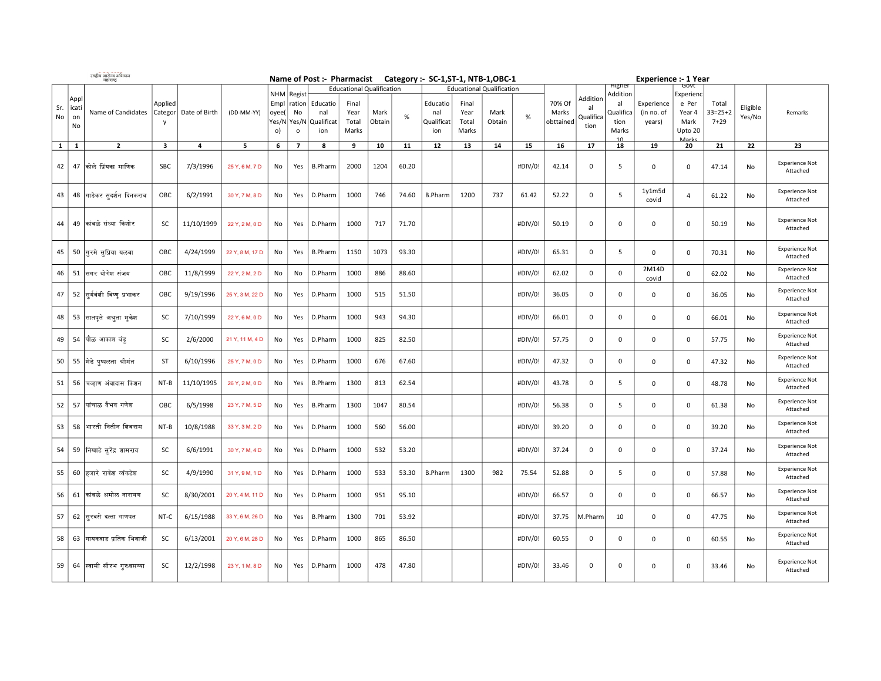राष्ट्रीय आरोग्य अभियान महाराष्ट्र

**Name of Post :- Pharmacist Category :- SC-1,ST-1, NTB-1,OBC-1 Experience :- 1 Year**

| Sr. No | Application No | Name of Candidates | Applied Category | Date of Birth | (DD-MM-YY) | NHM Employee(Yes/No) | Registration No Yes/No | Educational Qualification | | | | Educational Qualification | | | | 70% Of Marks obttained | Additional Qualification | Higher Additional Qualification Marks 10 | Experience (in no. of years) | Govt Experience Per Year 4 Mark Upto 20 Marks | Total 33=25+27+29 | Eligible Yes/No | Remarks |
|---|---|---|---|---|---|---|---|---|---|---|---|---|---|---|---|---|---|---|---|---|---|---|---|
| | | | | | | | | Educational Qualification | Final Year Total Marks | Mark Obtain | % | Educational Qualification | Final Year Total Marks | Mark Obtain | % | | | | | | | | |
| 1 | 1 | 2 | 3 | 4 | 5 | 6 | 7 | 8 | 9 | 10 | 11 | 12 | 13 | 14 | 15 | 16 | 17 | 18 | 19 | 20 | 21 | 22 | 23 |
| 42 | 47 | कोले प्रियंका माणिक | SBC | 7/3/1996 | 25 Y, 6 M, 7 D | No | Yes | B.Pharm | 2000 | 1204 | 60.20 | | | | #DIV/0! | 42.14 | 0 | 5 | 0 | 0 | 47.14 | No | Experience Not Attached |
| 43 | 48 | गाडेकर सुदर्शन दिनकराव | OBC | 6/2/1991 | 30 Y, 7 M, 8 D | No | Yes | D.Pharm | 1000 | 746 | 74.60 | B.Pharm | 1200 | 737 | 61.42 | 52.22 | 0 | 5 | 1y1m5d covid | 4 | 61.22 | No | Experience Not Attached |
| 44 | 49 | कांबळे संध्या किशोर | SC | 11/10/1999 | 22 Y, 2 M, 0 D | No | Yes | D.Pharm | 1000 | 717 | 71.70 | | | | #DIV/0! | 50.19 | 0 | 0 | 0 | 0 | 50.19 | No | Experience Not Attached |
| 45 | 50 | गुरमे सुप्रिया यलबा | OBC | 4/24/1999 | 22 Y, 8 M, 17 D | No | Yes | B.Pharm | 1150 | 1073 | 93.30 | | | | #DIV/0! | 65.31 | 0 | 5 | 0 | 0 | 70.31 | No | Experience Not Attached |
| 46 | 51 | सगर योगेश संजय | OBC | 11/8/1999 | 22 Y, 2 M, 2 D | No | No | D.Pharm | 1000 | 886 | 88.60 | | | | #DIV/0! | 62.02 | 0 | 0 | 2M14D covid | 0 | 62.02 | No | Experience Not Attached |
| 47 | 52 | सुर्यवंशी विष्णू प्रभाकर | OBC | 9/19/1996 | 25 Y, 3 M, 22 D | No | Yes | D.Pharm | 1000 | 515 | 51.50 | | | | #DIV/0! | 36.05 | 0 | 0 | 0 | 0 | 36.05 | No | Experience Not Attached |
| 48 | 53 | सातपुते अश्रुता मुकेश | SC | 7/10/1999 | 22 Y, 6 M, 0 D | No | Yes | D.Pharm | 1000 | 943 | 94.30 | | | | #DIV/0! | 66.01 | 0 | 0 | 0 | 0 | 66.01 | No | Experience Not Attached |
| 49 | 54 | पौळ आकाश बंडु | SC | 2/6/2000 | 21 Y, 11 M, 4 D | No | Yes | D.Pharm | 1000 | 825 | 82.50 | | | | #DIV/0! | 57.75 | 0 | 0 | 0 | 0 | 57.75 | No | Experience Not Attached |
| 50 | 55 | मेढे पुष्पलता श्रीमंत | ST | 6/10/1996 | 25 Y, 7 M, 0 D | No | Yes | D.Pharm | 1000 | 676 | 67.60 | | | | #DIV/0! | 47.32 | 0 | 0 | 0 | 0 | 47.32 | No | Experience Not Attached |
| 51 | 56 | चव्हाण अंबादास किशन | NT-B | 11/10/1995 | 26 Y, 2 M, 0 D | No | Yes | B.Pharm | 1300 | 813 | 62.54 | | | | #DIV/0! | 43.78 | 0 | 5 | 0 | 0 | 48.78 | No | Experience Not Attached |
| 52 | 57 | पांचाळ वैभव गणेश | OBC | 6/5/1998 | 23 Y, 7 M, 5 D | No | Yes | B.Pharm | 1300 | 1047 | 80.54 | | | | #DIV/0! | 56.38 | 0 | 5 | 0 | 0 | 61.38 | No | Experience Not Attached |
| 53 | 58 | भारती नितीन शिवराम | NT-B | 10/8/1988 | 33 Y, 3 M, 2 D | No | Yes | D.Pharm | 1000 | 560 | 56.00 | | | | #DIV/0! | 39.20 | 0 | 0 | 0 | 0 | 39.20 | No | Experience Not Attached |
| 54 | 59 | निखाटे सुरेंद्र शामराव | SC | 6/6/1991 | 30 Y, 7 M, 4 D | No | Yes | D.Pharm | 1000 | 532 | 53.20 | | | | #DIV/0! | 37.24 | 0 | 0 | 0 | 0 | 37.24 | No | Experience Not Attached |
| 55 | 60 | हजारे राकेश व्यंकटेश | SC | 4/9/1990 | 31 Y, 9 M, 1 D | No | Yes | D.Pharm | 1000 | 533 | 53.30 | B.Pharm | 1300 | 982 | 75.54 | 52.88 | 0 | 5 | 0 | 0 | 57.88 | No | Experience Not Attached |
| 56 | 61 | कांबळे अमोल नारायण | SC | 8/30/2001 | 20 Y, 4 M, 11 D | No | Yes | D.Pharm | 1000 | 951 | 95.10 | | | | #DIV/0! | 66.57 | 0 | 0 | 0 | 0 | 66.57 | No | Experience Not Attached |
| 57 | 62 | सुरवसे दत्ता गाणपत | NT-C | 6/15/1988 | 33 Y, 6 M, 26 D | No | Yes | B.Pharm | 1300 | 701 | 53.92 | | | | #DIV/0! | 37.75 | M.Pharm | 10 | 0 | 0 | 47.75 | No | Experience Not Attached |
| 58 | 63 | गायकवाड प्रतिक भिवाजी | SC | 6/13/2001 | 20 Y, 6 M, 28 D | No | Yes | D.Pharm | 1000 | 865 | 86.50 | | | | #DIV/0! | 60.55 | 0 | 0 | 0 | 0 | 60.55 | No | Experience Not Attached |
| 59 | 64 | स्वामी सौरभ गुरुबसय्या | SC | 12/2/1998 | 23 Y, 1 M, 8 D | No | Yes | D.Pharm | 1000 | 478 | 47.80 | | | | #DIV/0! | 33.46 | 0 | 0 | 0 | 0 | 33.46 | No | Experience Not Attached |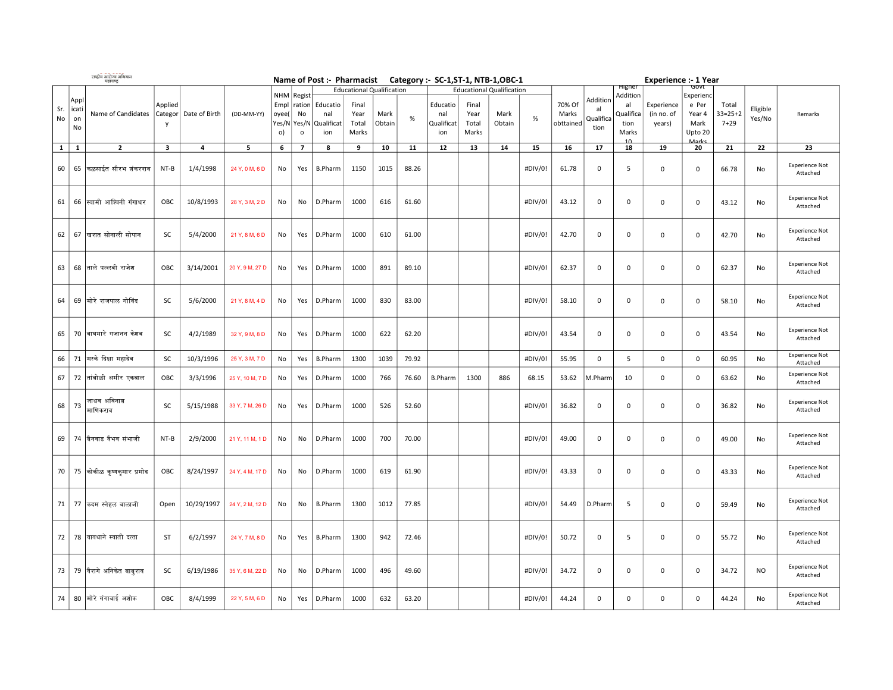राष्ट्रीय आरोग्य अभियान महाराष्ट्र

**Name of Post :- Pharmacist Category :- SC-1,ST-1, NTB-1,OBC-1 Experience :- 1 Year**

| Sr. No | Application No | Name of Candidates | Applied Category | Date of Birth | (DD-MM-YY) | NHM Employee( Yes/No) | Registration No Yes/No | Educational Qualification | | | | Educational Qualification | | | | 70% Of Marks obttained | Additional Qualification | Higher Additional Qualification Marks 10 | Experience (in no. of years) | Govt Experience Per Year 4 Mark Upto 20 Marks | Total 33=25+27+29 | Eligible Yes/No | Remarks |
|---|---|---|---|---|---|---|---|---|---|---|---|---|---|---|---|---|---|---|---|---|---|---|---|
| | | | | | | | | Educational Qualification | Final Year Total Marks | Mark Obtain | % | Educational Qualification | Final Year Total Marks | Mark Obtain | % | | | | | | | | |
| 1 | 1 | 2 | 3 | 4 | 5 | 6 | 7 | 8 | 9 | 10 | 11 | 12 | 13 | 14 | 15 | 16 | 17 | 18 | 19 | 20 | 21 | 22 | 23 |
| 60 | 65 | कळसाईत सौरभ शंकरराव | NT-B | 1/4/1998 | 24 Y, 0 M, 6 D | No | Yes | B.Pharm | 1150 | 1015 | 88.26 | | | | #DIV/0! | 61.78 | 0 | 5 | 0 | 0 | 66.78 | No | Experience Not Attached |
| 61 | 66 | स्वामी आश्विनी गंगाधर | OBC | 10/8/1993 | 28 Y, 3 M, 2 D | No | No | D.Pharm | 1000 | 616 | 61.60 | | | | #DIV/0! | 43.12 | 0 | 0 | 0 | 0 | 43.12 | No | Experience Not Attached |
| 62 | 67 | खरात सोनाली सोपान | SC | 5/4/2000 | 21 Y, 8 M, 6 D | No | Yes | D.Pharm | 1000 | 610 | 61.00 | | | | #DIV/0! | 42.70 | 0 | 0 | 0 | 0 | 42.70 | No | Experience Not Attached |
| 63 | 68 | ताले पल्लवी राजेश | OBC | 3/14/2001 | 20 Y, 9 M, 27 D | No | Yes | D.Pharm | 1000 | 891 | 89.10 | | | | #DIV/0! | 62.37 | 0 | 0 | 0 | 0 | 62.37 | No | Experience Not Attached |
| 64 | 69 | मोरे राजपाल गोविंद | SC | 5/6/2000 | 21 Y, 8 M, 4 D | No | Yes | D.Pharm | 1000 | 830 | 83.00 | | | | #DIV/0! | 58.10 | 0 | 0 | 0 | 0 | 58.10 | No | Experience Not Attached |
| 65 | 70 | वाघमारे गजानन केशव | SC | 4/2/1989 | 32 Y, 9 M, 8 D | No | Yes | D.Pharm | 1000 | 622 | 62.20 | | | | #DIV/0! | 43.54 | 0 | 0 | 0 | 0 | 43.54 | No | Experience Not Attached |
| 66 | 71 | मस्के दिक्षा महादेव | SC | 10/3/1996 | 25 Y, 3 M, 7 D | No | Yes | B.Pharm | 1300 | 1039 | 79.92 | | | | #DIV/0! | 55.95 | 0 | 5 | 0 | 0 | 60.95 | No | Experience Not Attached |
| 67 | 72 | तांबोळी अमीर एकबाल | OBC | 3/3/1996 | 25 Y, 10 M, 7 D | No | Yes | D.Pharm | 1000 | 766 | 76.60 | B.Pharm | 1300 | 886 | 68.15 | 53.62 | M.Pharm | 10 | 0 | 0 | 63.62 | No | Experience Not Attached |
| 68 | 73 | जाधव अविनाश माणिकराव | SC | 5/15/1988 | 33 Y, 7 M, 26 D | No | Yes | D.Pharm | 1000 | 526 | 52.60 | | | | #DIV/0! | 36.82 | 0 | 0 | 0 | 0 | 36.82 | No | Experience Not Attached |
| 69 | 74 | वैनवाड वैभव संभाजी | NT-B | 2/9/2000 | 21 Y, 11 M, 1 D | No | No | D.Pharm | 1000 | 700 | 70.00 | | | | #DIV/0! | 49.00 | 0 | 0 | 0 | 0 | 49.00 | No | Experience Not Attached |
| 70 | 75 | कोकीळ कृष्णकुमार प्रमोद | OBC | 8/24/1997 | 24 Y, 4 M, 17 D | No | No | D.Pharm | 1000 | 619 | 61.90 | | | | #DIV/0! | 43.33 | 0 | 0 | 0 | 0 | 43.33 | No | Experience Not Attached |
| 71 | 77 | कदम स्नेहल बालाजी | Open | 10/29/1997 | 24 Y, 2 M, 12 D | No | No | B.Pharm | 1300 | 1012 | 77.85 | | | | #DIV/0! | 54.49 | D.Pharm | 5 | 0 | 0 | 59.49 | No | Experience Not Attached |
| 72 | 78 | वावधाने स्वाती दत्ता | ST | 6/2/1997 | 24 Y, 7 M, 8 D | No | Yes | B.Pharm | 1300 | 942 | 72.46 | | | | #DIV/0! | 50.72 | 0 | 5 | 0 | 0 | 55.72 | No | Experience Not Attached |
| 73 | 79 | वैरागे अनिकेत बाबुराव | SC | 6/19/1986 | 35 Y, 6 M, 22 D | No | No | D.Pharm | 1000 | 496 | 49.60 | | | | #DIV/0! | 34.72 | 0 | 0 | 0 | 0 | 34.72 | NO | Experience Not Attached |
| 74 | 80 | मोरे गंगाबाई अशोक | OBC | 8/4/1999 | 22 Y, 5 M, 6 D | No | Yes | D.Pharm | 1000 | 632 | 63.20 | | | | #DIV/0! | 44.24 | 0 | 0 | 0 | 0 | 44.24 | No | Experience Not Attached |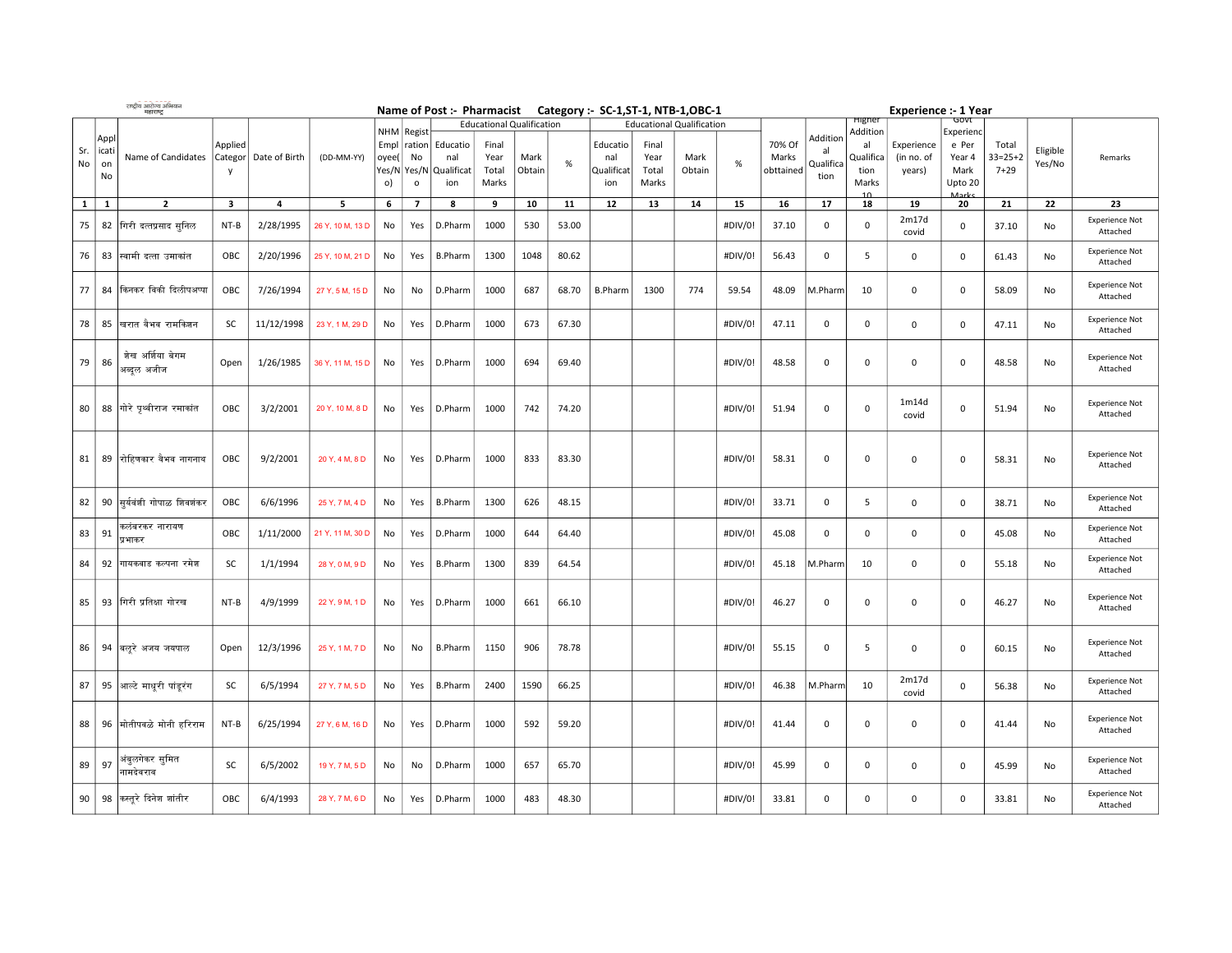राष्ट्रीय आरोग्य अभियान महाराष्ट्र

**Name of Post :- Pharmacist Category :- SC-1,ST-1, NTB-1,OBC-1 Experience :- 1 Year**

| Sr. No | Application No | Name of Candidates | Applied Category | Date of Birth | (DD-MM-YY) | NHM Employee(Yes/No) | Registration No Yes/No | Educational Qualification | Final Year Total Marks | Mark Obtain | % | Educational Qualification | Final Year Total Marks | Mark Obtain | % | 70% Of Marks obttained | Additional Qualification | Higher Additional Qualification Marks 10 | Experience (in no. of years) | Govt Experience Per Year 4 Mark Upto 20 Marks | Total 33=25+27+29 | Eligible Yes/No | Remarks |
|---|---|---|---|---|---|---|---|---|---|---|---|---|---|---|---|---|---|---|---|---|---|---|---|
| 1 | 1 | 2 | 3 | 4 | 5 | 6 | 7 | 8 | 9 | 10 | 11 | 12 | 13 | 14 | 15 | 16 | 17 | 18 | 19 | 20 | 21 | 22 | 23 |
| 75 | 82 | गिरी दत्तप्रसाद सुनिल | NT-B | 2/28/1995 | 26 Y, 10 M, 13 D | No | Yes | D.Pharm | 1000 | 530 | 53.00 | | | | #DIV/0! | 37.10 | 0 | 0 | 2m17d covid | 0 | 37.10 | No | Experience Not Attached |
| 76 | 83 | स्वामी दत्ता उमाकांत | OBC | 2/20/1996 | 25 Y, 10 M, 21 D | No | Yes | B.Pharm | 1300 | 1048 | 80.62 | | | | #DIV/0! | 56.43 | 0 | 5 | 0 | 0 | 61.43 | No | Experience Not Attached |
| 77 | 84 | किनकर विकी दिलीपअप्पा | OBC | 7/26/1994 | 27 Y, 5 M, 15 D | No | No | D.Pharm | 1000 | 687 | 68.70 | B.Pharm | 1300 | 774 | 59.54 | 48.09 | M.Pharm | 10 | 0 | 0 | 58.09 | No | Experience Not Attached |
| 78 | 85 | खरात वैभव रामकिसन | SC | 11/12/1998 | 23 Y, 1 M, 29 D | No | Yes | D.Pharm | 1000 | 673 | 67.30 | | | | #DIV/0! | 47.11 | 0 | 0 | 0 | 0 | 47.11 | No | Experience Not Attached |
| 79 | 86 | शेख अर्शिया बेगम अब्दुल अजीज | Open | 1/26/1985 | 36 Y, 11 M, 15 D | No | Yes | D.Pharm | 1000 | 694 | 69.40 | | | | #DIV/0! | 48.58 | 0 | 0 | 0 | 0 | 48.58 | No | Experience Not Attached |
| 80 | 88 | गोरे पृथ्वीराज रमाकांत | OBC | 3/2/2001 | 20 Y, 10 M, 8 D | No | Yes | D.Pharm | 1000 | 742 | 74.20 | | | | #DIV/0! | 51.94 | 0 | 0 | 1m14d covid | 0 | 51.94 | No | Experience Not Attached |
| 81 | 89 | रोहिणकार वैभव नागनाथ | OBC | 9/2/2001 | 20 Y, 4 M, 8 D | No | Yes | D.Pharm | 1000 | 833 | 83.30 | | | | #DIV/0! | 58.31 | 0 | 0 | 0 | 0 | 58.31 | No | Experience Not Attached |
| 82 | 90 | सुर्यवंशी गोपाळ शिवशंकर | OBC | 6/6/1996 | 25 Y, 7 M, 4 D | No | Yes | B.Pharm | 1300 | 626 | 48.15 | | | | #DIV/0! | 33.71 | 0 | 5 | 0 | 0 | 38.71 | No | Experience Not Attached |
| 83 | 91 | कलंबरकर नारायण प्रभाकर | OBC | 1/11/2000 | 21 Y, 11 M, 30 D | No | Yes | D.Pharm | 1000 | 644 | 64.40 | | | | #DIV/0! | 45.08 | 0 | 0 | 0 | 0 | 45.08 | No | Experience Not Attached |
| 84 | 92 | गायकवाड कल्पना रमेश | SC | 1/1/1994 | 28 Y, 0 M, 9 D | No | Yes | B.Pharm | 1300 | 839 | 64.54 | | | | #DIV/0! | 45.18 | M.Pharm | 10 | 0 | 0 | 55.18 | No | Experience Not Attached |
| 85 | 93 | गिरी प्रतिक्षा गोरख | NT-B | 4/9/1999 | 22 Y, 9 M, 1 D | No | Yes | D.Pharm | 1000 | 661 | 66.10 | | | | #DIV/0! | 46.27 | 0 | 0 | 0 | 0 | 46.27 | No | Experience Not Attached |
| 86 | 94 | बलूरे अजय जयपाल | Open | 12/3/1996 | 25 Y, 1 M, 7 D | No | No | B.Pharm | 1150 | 906 | 78.78 | | | | #DIV/0! | 55.15 | 0 | 5 | 0 | 0 | 60.15 | No | Experience Not Attached |
| 87 | 95 | आल्टे माधुरी पांडूरंग | SC | 6/5/1994 | 27 Y, 7 M, 5 D | No | Yes | B.Pharm | 2400 | 1590 | 66.25 | | | | #DIV/0! | 46.38 | M.Pharm | 10 | 2m17d covid | 0 | 56.38 | No | Experience Not Attached |
| 88 | 96 | मोतीपवळे मोनी हरिराम | NT-B | 6/25/1994 | 27 Y, 6 M, 16 D | No | Yes | D.Pharm | 1000 | 592 | 59.20 | | | | #DIV/0! | 41.44 | 0 | 0 | 0 | 0 | 41.44 | No | Experience Not Attached |
| 89 | 97 | अंबुलगेकर सुमित नामदेवराव | SC | 6/5/2002 | 19 Y, 7 M, 5 D | No | No | D.Pharm | 1000 | 657 | 65.70 | | | | #DIV/0! | 45.99 | 0 | 0 | 0 | 0 | 45.99 | No | Experience Not Attached |
| 90 | 98 | कस्तुरे दिनेश शांतीर | OBC | 6/4/1993 | 28 Y, 7 M, 6 D | No | Yes | D.Pharm | 1000 | 483 | 48.30 | | | | #DIV/0! | 33.81 | 0 | 0 | 0 | 0 | 33.81 | No | Experience Not Attached |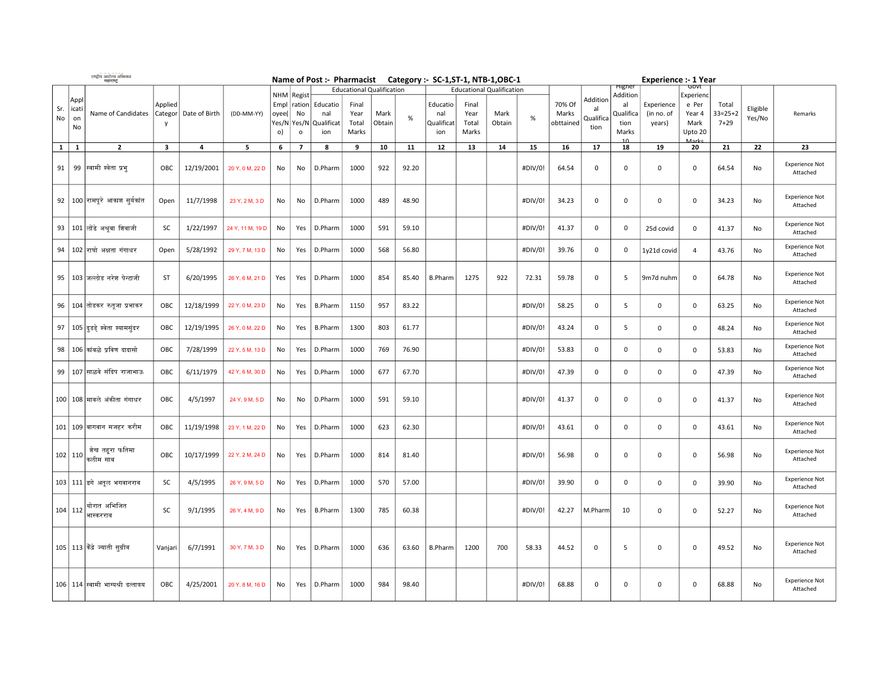राष्ट्रीय आरोग्य अभियान महाराष्ट्र

**Name of Post :- Pharmacist Category :- SC-1,ST-1, NTB-1,OBC-1 Experience :- 1 Year**

| Sr. No | Application No | Name of Candidates | Applied Category | Date of Birth | (DD-MM-YY) | NHM Employee(Yes/No) | Registration No Yes/No | Educational Qualification | | | | Educational Qualification | | | | 70% Of Marks obttained | Additional Qualification | Higher Additional Qualification Marks 10 | Experience (in no. of years) | Govt Experience Per Year 4 Mark Upto 20 Marks | Total 33=25+27+29 | Eligible Yes/No | Remarks |
|---|---|---|---|---|---|---|---|---|---|---|---|---|---|---|---|---|---|---|---|---|---|---|---|
| | | | | | | | | Educational Qualification | Final Year Total Marks | Mark Obtain | % | Educational Qualification | Final Year Total Marks | Mark Obtain | % | | | | | | | | |
| 1 | 1 | 2 | 3 | 4 | 5 | 6 | 7 | 8 | 9 | 10 | 11 | 12 | 13 | 14 | 15 | 16 | 17 | 18 | 19 | 20 | 21 | 22 | 23 |
| 91 | 99 | स्वामी श्वेता प्रभु | OBC | 12/19/2001 | 20 Y, 0 M, 22 D | No | No | D.Pharm | 1000 | 922 | 92.20 | | | | #DIV/0! | 64.54 | 0 | 0 | 0 | 0 | 64.54 | No | Experience Not Attached |
| 92 | 100 | रामपुरे आकाश सुर्यकांत | Open | 11/7/1998 | 23 Y, 2 M, 3 D | No | No | D.Pharm | 1000 | 489 | 48.90 | | | | #DIV/0! | 34.23 | 0 | 0 | 0 | 0 | 34.23 | No | Experience Not Attached |
| 93 | 101 | लोंढे अश्वबा शिवाजी | SC | 1/22/1997 | 24 Y, 11 M, 19 D | No | Yes | D.Pharm | 1000 | 591 | 59.10 | | | | #DIV/0! | 41.37 | 0 | 0 | 25d covid | 0 | 41.37 | No | Experience Not Attached |
| 94 | 102 | राघो अक्षता गंगाधर | Open | 5/28/1992 | 29 Y, 7 M, 13 D | No | Yes | D.Pharm | 1000 | 568 | 56.80 | | | | #DIV/0! | 39.76 | 0 | 0 | 1y21d covid | 4 | 43.76 | No | Experience Not Attached |
| 95 | 103 | जल्लोड नरेश पेन्टाजी | ST | 6/20/1995 | 26 Y, 6 M, 21 D | Yes | Yes | D.Pharm | 1000 | 854 | 85.40 | B.Pharm | 1275 | 922 | 72.31 | 59.78 | 0 | 5 | 9m7d nuhm | 0 | 64.78 | No | Experience Not Attached |
| 96 | 104 | तोडकर रुतुजा प्रभाकर | OBC | 12/18/1999 | 22 Y, 0 M, 23 D | No | Yes | B.Pharm | 1150 | 957 | 83.22 | | | | #DIV/0! | 58.25 | 0 | 5 | 0 | 0 | 63.25 | No | Experience Not Attached |
| 97 | 105 | दुडडे श्वेता श्यामसुंदर | OBC | 12/19/1995 | 26 Y, 0 M, 22 D | No | Yes | B.Pharm | 1300 | 803 | 61.77 | | | | #DIV/0! | 43.24 | 0 | 5 | 0 | 0 | 48.24 | No | Experience Not Attached |
| 98 | 106 | कांबळे प्रविण दादासो | OBC | 7/28/1999 | 22 Y, 5 M, 13 D | No | Yes | D.Pharm | 1000 | 769 | 76.90 | | | | #DIV/0! | 53.83 | 0 | 0 | 0 | 0 | 53.83 | No | Experience Not Attached |
| 99 | 107 | साळवे संदिप राजाभाऊ | OBC | 6/11/1979 | 42 Y, 6 M, 30 D | No | Yes | D.Pharm | 1000 | 677 | 67.70 | | | | #DIV/0! | 47.39 | 0 | 0 | 0 | 0 | 47.39 | No | Experience Not Attached |
| 100 | 108 | मावले अंकीता गंगाधर | OBC | 4/5/1997 | 24 Y, 9 M, 5 D | No | No | D.Pharm | 1000 | 591 | 59.10 | | | | #DIV/0! | 41.37 | 0 | 0 | 0 | 0 | 41.37 | No | Experience Not Attached |
| 101 | 109 | बागवान मजहर करीम | OBC | 11/19/1998 | 23 Y, 1 M, 22 D | No | Yes | D.Pharm | 1000 | 623 | 62.30 | | | | #DIV/0! | 43.61 | 0 | 0 | 0 | 0 | 43.61 | No | Experience Not Attached |
| 102 | 110 | शेख तहूरा फतिमा कलीम साब | OBC | 10/17/1999 | 22 Y, 2 M, 24 D | No | Yes | D.Pharm | 1000 | 814 | 81.40 | | | | #DIV/0! | 56.98 | 0 | 0 | 0 | 0 | 56.98 | No | Experience Not Attached |
| 103 | 111 | ढगे अतूल भगवानराव | SC | 4/5/1995 | 26 Y, 9 M, 5 D | No | Yes | D.Pharm | 1000 | 570 | 57.00 | | | | #DIV/0! | 39.90 | 0 | 0 | 0 | 0 | 39.90 | No | Experience Not Attached |
| 104 | 112 | थोरात अभिजित भास्करराव | SC | 9/1/1995 | 26 Y, 4 M, 9 D | No | Yes | B.Pharm | 1300 | 785 | 60.38 | | | | #DIV/0! | 42.27 | M.Pharm | 10 | 0 | 0 | 52.27 | No | Experience Not Attached |
| 105 | 113 | केंद्रे ज्याती सुग्रीव | Vanjari | 6/7/1991 | 30 Y, 7 M, 3 D | No | Yes | D.Pharm | 1000 | 636 | 63.60 | B.Pharm | 1200 | 700 | 58.33 | 44.52 | 0 | 5 | 0 | 0 | 49.52 | No | Experience Not Attached |
| 106 | 114 | स्वामी भाग्यश्री दत्तात्रय | OBC | 4/25/2001 | 20 Y, 8 M, 16 D | No | Yes | D.Pharm | 1000 | 984 | 98.40 | | | | #DIV/0! | 68.88 | 0 | 0 | 0 | 0 | 68.88 | No | Experience Not Attached |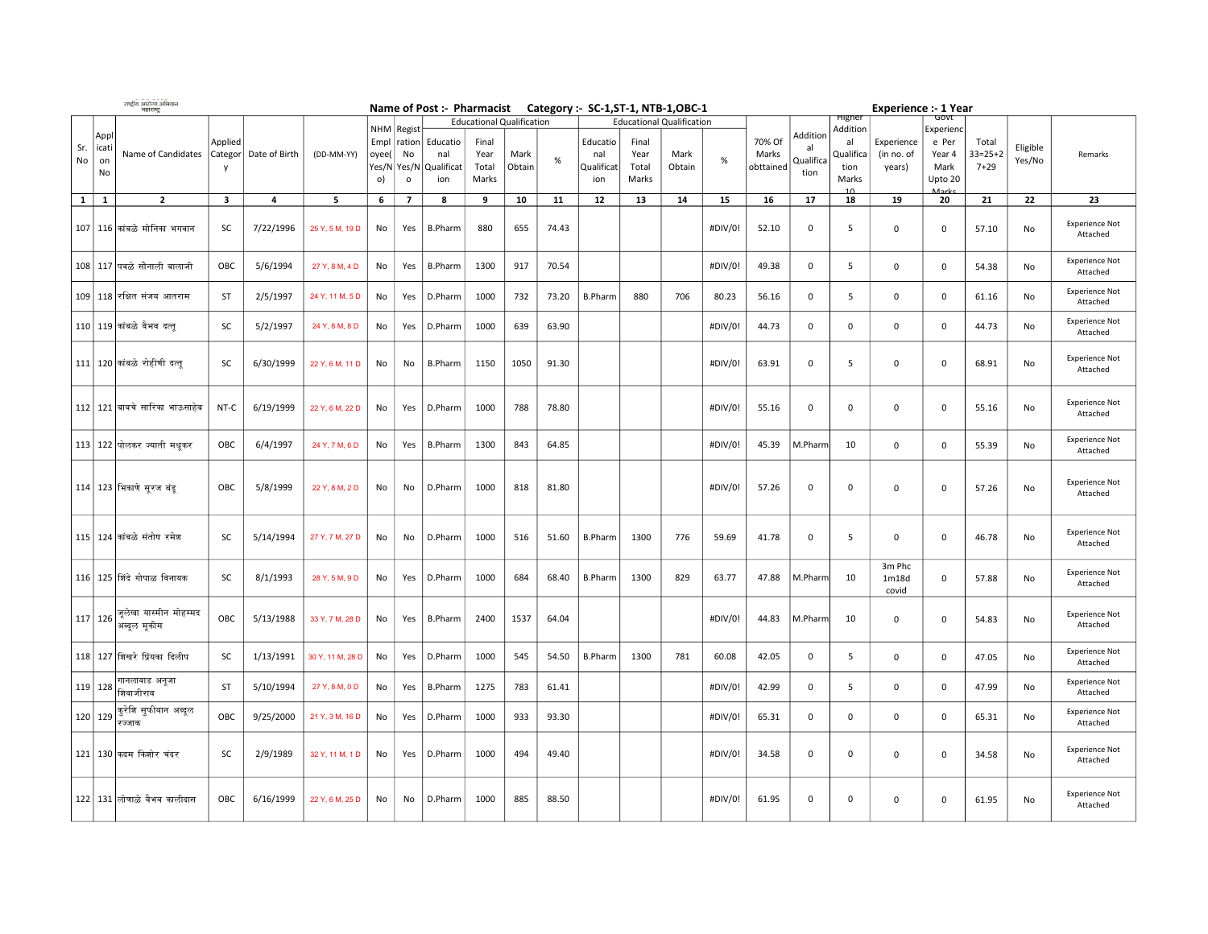राष्ट्रीय आरोग्य अभियान महाराष्ट्र

**Name of Post :- Pharmacist Category :- SC-1,ST-1, NTB-1,OBC-1 Experience :- 1 Year**

| Sr. No | Application No | Name of Candidates | Applied Category | Date of Birth | (DD-MM-YY) | NHM Employee(Yes/No) | Registration No Yes/No | Educational Qualification | | | | Educational Qualification | | | | 70% Of Marks obttained | Additional Qualification | Higher Additional Qualification Marks 10 | Experience (in no. of years) | Govt Experience Per Year 4 Mark Upto 20 Marks | Total 33=25+27+29 | Eligible Yes/No | Remarks |
|---|---|---|---|---|---|---|---|---|---|---|---|---|---|---|---|---|---|---|---|---|---|---|---|
| | | | | | | | | Educational Qualification | Final Year Total Marks | Mark Obtain | % | Educational Qualification | Final Year Total Marks | Mark Obtain | % | | | | | | | | |
| 1 | 1 | 2 | 3 | 4 | 5 | 6 | 7 | 8 | 9 | 10 | 11 | 12 | 13 | 14 | 15 | 16 | 17 | 18 | 19 | 20 | 21 | 22 | 23 |
| 107 | 116 | कांबळे मोनिका भगवान | SC | 7/22/1996 | 25 Y, 5 M, 19 D | No | Yes | B.Pharm | 880 | 655 | 74.43 | | | | #DIV/0! | 52.10 | 0 | 5 | 0 | 0 | 57.10 | No | Experience Not Attached |
| 108 | 117 | पवळे सोनाली बालाजी | OBC | 5/6/1994 | 27 Y, 8 M, 4 D | No | Yes | B.Pharm | 1300 | 917 | 70.54 | | | | #DIV/0! | 49.38 | 0 | 5 | 0 | 0 | 54.38 | No | Experience Not Attached |
| 109 | 118 | रक्षित संजय आतराम | ST | 2/5/1997 | 24 Y, 11 M, 5 D | No | Yes | D.Pharm | 1000 | 732 | 73.20 | B.Pharm | 880 | 706 | 80.23 | 56.16 | 0 | 5 | 0 | 0 | 61.16 | No | Experience Not Attached |
| 110 | 119 | कांबळे वैभव दत्तू | SC | 5/2/1997 | 24 Y, 8 M, 8 D | No | Yes | D.Pharm | 1000 | 639 | 63.90 | | | | #DIV/0! | 44.73 | 0 | 0 | 0 | 0 | 44.73 | No | Experience Not Attached |
| 111 | 120 | कांबळे रोहीणी दत्तू | SC | 6/30/1999 | 22 Y, 6 M, 11 D | No | No | B.Pharm | 1150 | 1050 | 91.30 | | | | #DIV/0! | 63.91 | 0 | 5 | 0 | 0 | 68.91 | No | Experience Not Attached |
| 112 | 121 | बावचे सारिका भाऊसाहेब | NT-C | 6/19/1999 | 22 Y, 6 M, 22 D | No | Yes | D.Pharm | 1000 | 788 | 78.80 | | | | #DIV/0! | 55.16 | 0 | 0 | 0 | 0 | 55.16 | No | Experience Not Attached |
| 113 | 122 | पोलकर ज्याती मधुकर | OBC | 6/4/1997 | 24 Y, 7 M, 6 D | No | Yes | B.Pharm | 1300 | 843 | 64.85 | | | | #DIV/0! | 45.39 | M.Pharm | 10 | 0 | 0 | 55.39 | No | Experience Not Attached |
| 114 | 123 | भिकाणे सूरज बंडू | OBC | 5/8/1999 | 22 Y, 8 M, 2 D | No | No | D.Pharm | 1000 | 818 | 81.80 | | | | #DIV/0! | 57.26 | 0 | 0 | 0 | 0 | 57.26 | No | Experience Not Attached |
| 115 | 124 | कांबळे संतोष रमेश | SC | 5/14/1994 | 27 Y, 7 M, 27 D | No | No | D.Pharm | 1000 | 516 | 51.60 | B.Pharm | 1300 | 776 | 59.69 | 41.78 | 0 | 5 | 0 | 0 | 46.78 | No | Experience Not Attached |
| 116 | 125 | शिंदे गोपाळ विनायक | SC | 8/1/1993 | 28 Y, 5 M, 9 D | No | Yes | D.Pharm | 1000 | 684 | 68.40 | B.Pharm | 1300 | 829 | 63.77 | 47.88 | M.Pharm | 10 | 3m Phc 1m18d covid | 0 | 57.88 | No | Experience Not Attached |
| 117 | 126 | जूलेखा यास्मीन मोहम्मद अब्दूल मूकीम | OBC | 5/13/1988 | 33 Y, 7 M, 28 D | No | Yes | B.Pharm | 2400 | 1537 | 64.04 | | | | #DIV/0! | 44.83 | M.Pharm | 10 | 0 | 0 | 54.83 | No | Experience Not Attached |
| 118 | 127 | शिखरे प्रियंका दिलीप | SC | 1/13/1991 | 30 Y, 11 M, 28 D | No | Yes | D.Pharm | 1000 | 545 | 54.50 | B.Pharm | 1300 | 781 | 60.08 | 42.05 | 0 | 5 | 0 | 0 | 47.05 | No | Experience Not Attached |
| 119 | 128 | गानलावाड अनूजा शिवाजीराव | ST | 5/10/1994 | 27 Y, 8 M, 0 D | No | Yes | B.Pharm | 1275 | 783 | 61.41 | | | | #DIV/0! | 42.99 | 0 | 5 | 0 | 0 | 47.99 | No | Experience Not Attached |
| 120 | 129 | कुरेशि सुफीयान अब्दुल रज्जाक | OBC | 9/25/2000 | 21 Y, 3 M, 16 D | No | Yes | D.Pharm | 1000 | 933 | 93.30 | | | | #DIV/0! | 65.31 | 0 | 0 | 0 | 0 | 65.31 | No | Experience Not Attached |
| 121 | 130 | कदम किशोर चंदर | SC | 2/9/1989 | 32 Y, 11 M, 1 D | No | Yes | D.Pharm | 1000 | 494 | 49.40 | | | | #DIV/0! | 34.58 | 0 | 0 | 0 | 0 | 34.58 | No | Experience Not Attached |
| 122 | 131 | लोणाळे वैभव कालीदास | OBC | 6/16/1999 | 22 Y, 6 M, 25 D | No | No | D.Pharm | 1000 | 885 | 88.50 | | | | #DIV/0! | 61.95 | 0 | 0 | 0 | 0 | 61.95 | No | Experience Not Attached |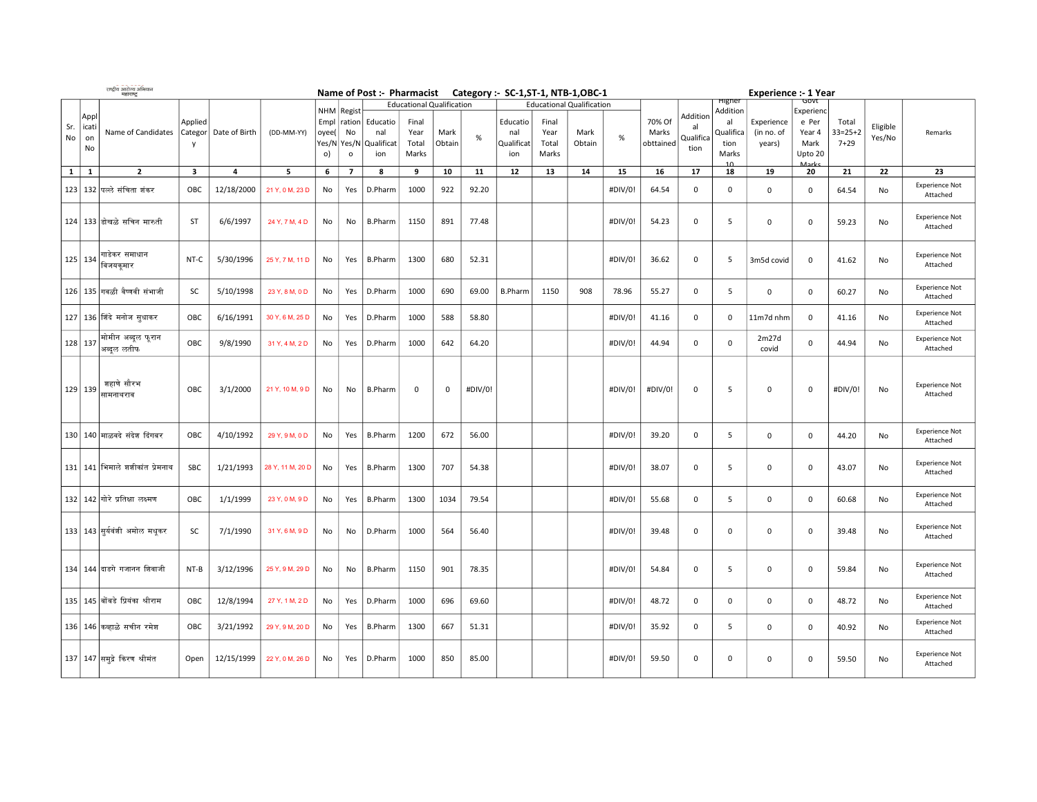राष्ट्रीय आरोग्य अभियान महाराष्ट्र

**Name of Post :- Pharmacist  Category :- SC-1,ST-1, NTB-1,OBC-1  Experience :- 1 Year**

| Sr. No | Application No | Name of Candidates | Applied Category | Date of Birth | (DD-MM-YY) | NHM Employee( Yes/No) | Registration No Yes/No | Educational Qualification | | | | Educational Qualification | | | | 70% Of Marks obttained | Additional Qualification | Higher Additional Qualification Marks 10 | Experience (in no. of years) | Govt Experience Per Year 4 Mark Upto 20 Marks | Total 33=25+27+29 | Eligible Yes/No | Remarks |
|---|---|---|---|---|---|---|---|---|---|---|---|---|---|---|---|---|---|---|---|---|---|---|---|
| | | | | | | | | Educational Qualification | Final Year Total Marks | Mark Obtain | % | Educational Qualification | Final Year Total Marks | Mark Obtain | % | | | | | | | | |
| 1 | 1 | 2 | 3 | 4 | 5 | 6 | 7 | 8 | 9 | 10 | 11 | 12 | 13 | 14 | 15 | 16 | 17 | 18 | 19 | 20 | 21 | 22 | 23 |
| 123 | 132 | पल्ले संचिता शंकर | OBC | 12/18/2000 | 21 Y, 0 M, 23 D | No | Yes | D.Pharm | 1000 | 922 | 92.20 | | | | #DIV/0! | 64.54 | 0 | 0 | 0 | 0 | 64.54 | No | Experience Not Attached |
| 124 | 133 | डोखळे सचिन मारुती | ST | 6/6/1997 | 24 Y, 7 M, 4 D | No | No | B.Pharm | 1150 | 891 | 77.48 | | | | #DIV/0! | 54.23 | 0 | 5 | 0 | 0 | 59.23 | No | Experience Not Attached |
| 125 | 134 | गाडेकर समाधान विजयकूमार | NT-C | 5/30/1996 | 25 Y, 7 M, 11 D | No | Yes | B.Pharm | 1300 | 680 | 52.31 | | | | #DIV/0! | 36.62 | 0 | 5 | 3m5d covid | 0 | 41.62 | No | Experience Not Attached |
| 126 | 135 | गवळी वैष्णवी संभाजी | SC | 5/10/1998 | 23 Y, 8 M, 0 D | No | Yes | D.Pharm | 1000 | 690 | 69.00 | B.Pharm | 1150 | 908 | 78.96 | 55.27 | 0 | 5 | 0 | 0 | 60.27 | No | Experience Not Attached |
| 127 | 136 | शिंदे मनोज सुधाकर | OBC | 6/16/1991 | 30 Y, 6 M, 25 D | No | Yes | D.Pharm | 1000 | 588 | 58.80 | | | | #DIV/0! | 41.16 | 0 | 0 | 11m7d nhm | 0 | 41.16 | No | Experience Not Attached |
| 128 | 137 | मोमीन अब्दुल फूरान अब्दुल लतीफ | OBC | 9/8/1990 | 31 Y, 4 M, 2 D | No | Yes | D.Pharm | 1000 | 642 | 64.20 | | | | #DIV/0! | 44.94 | 0 | 0 | 2m27d covid | 0 | 44.94 | No | Experience Not Attached |
| 129 | 139 | शहाणे सौरभ सामनाथराव | OBC | 3/1/2000 | 21 Y, 10 M, 9 D | No | No | B.Pharm | 0 | 0 | #DIV/0! | | | | #DIV/0! | #DIV/0! | 0 | 5 | 0 | 0 | #DIV/0! | No | Experience Not Attached |
| 130 | 140 | माळवदे संदेश दिगंबर | OBC | 4/10/1992 | 29 Y, 9 M, 0 D | No | Yes | B.Pharm | 1200 | 672 | 56.00 | | | | #DIV/0! | 39.20 | 0 | 5 | 0 | 0 | 44.20 | No | Experience Not Attached |
| 131 | 141 | भिमाले शशीकांत प्रेमनाथ | SBC | 1/21/1993 | 28 Y, 11 M, 20 D | No | Yes | B.Pharm | 1300 | 707 | 54.38 | | | | #DIV/0! | 38.07 | 0 | 5 | 0 | 0 | 43.07 | No | Experience Not Attached |
| 132 | 142 | गोरे प्रतिक्षा लक्ष्मण | OBC | 1/1/1999 | 23 Y, 0 M, 9 D | No | Yes | B.Pharm | 1300 | 1034 | 79.54 | | | | #DIV/0! | 55.68 | 0 | 5 | 0 | 0 | 60.68 | No | Experience Not Attached |
| 133 | 143 | सुर्यवंशी अमोल मधुकर | SC | 7/1/1990 | 31 Y, 6 M, 9 D | No | No | D.Pharm | 1000 | 564 | 56.40 | | | | #DIV/0! | 39.48 | 0 | 0 | 0 | 0 | 39.48 | No | Experience Not Attached |
| 134 | 144 | दाडगे गजानन शिवाजी | NT-B | 3/12/1996 | 25 Y, 9 M, 29 D | No | No | B.Pharm | 1150 | 901 | 78.35 | | | | #DIV/0! | 54.84 | 0 | 5 | 0 | 0 | 59.84 | No | Experience Not Attached |
| 135 | 145 | बोंबडे प्रियंका श्रीराम | OBC | 12/8/1994 | 27 Y, 1 M, 2 D | No | Yes | D.Pharm | 1000 | 696 | 69.60 | | | | #DIV/0! | 48.72 | 0 | 0 | 0 | 0 | 48.72 | No | Experience Not Attached |
| 136 | 146 | कव्हाळे सचीन रमेश | OBC | 3/21/1992 | 29 Y, 9 M, 20 D | No | Yes | B.Pharm | 1300 | 667 | 51.31 | | | | #DIV/0! | 35.92 | 0 | 5 | 0 | 0 | 40.92 | No | Experience Not Attached |
| 137 | 147 | समुद्रे किरण श्रीमंत | Open | 12/15/1999 | 22 Y, 0 M, 26 D | No | Yes | D.Pharm | 1000 | 850 | 85.00 | | | | #DIV/0! | 59.50 | 0 | 0 | 0 | 0 | 59.50 | No | Experience Not Attached |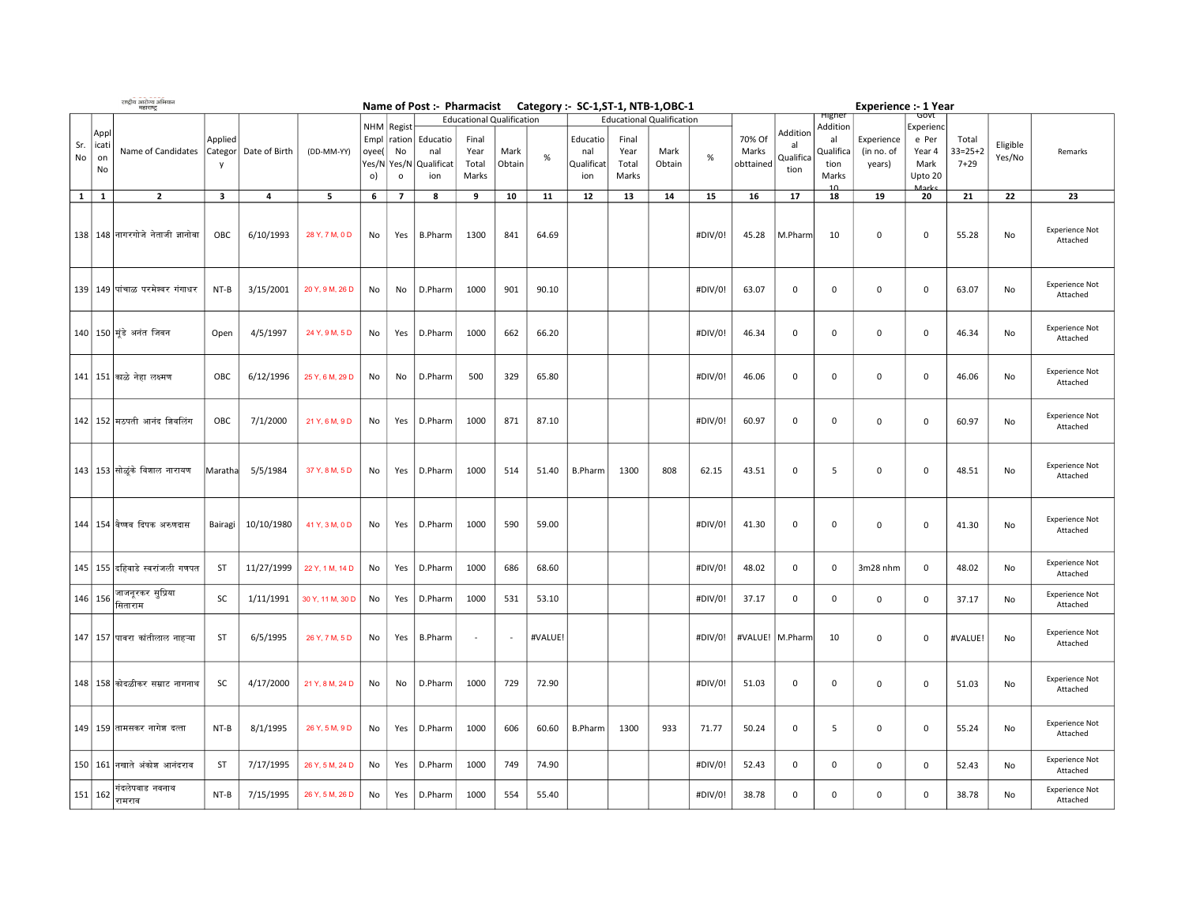राष्ट्रीय आरोग्य अभियान महाराष्ट्र

**Name of Post :- Pharmacist    Category :- SC-1,ST-1, NTB-1,OBC-1**

**Experience :- 1 Year**

| Sr. No | Application No | Name of Candidates | Applied Category | Date of Birth | (DD-MM-YY) | NHM Employee( Yes/No) | Registration No Yes/No | Educational Qualification | | | | Educational Qualification | | | | 70% Of Marks obttained | Additional Qualification | Higher Additional Qualification Marks 10 | Experience (in no. of years) | Govt Experience Per Year 4 Mark Upto 20 Marks | Total 33=25+27+29 | Eligible Yes/No | Remarks |
|---|---|---|---|---|---|---|---|---|---|---|---|---|---|---|---|---|---|---|---|---|---|---|---|
| | | | | | | | | Educational Qualification | Final Year Total Marks | Mark Obtain | % | Educational Qualification | Final Year Total Marks | Mark Obtain | % | | | | | | | | |
| 1 | 1 | 2 | 3 | 4 | 5 | 6 | 7 | 8 | 9 | 10 | 11 | 12 | 13 | 14 | 15 | 16 | 17 | 18 | 19 | 20 | 21 | 22 | 23 |
| 138 | 148 | नागरगोजे नेताजी ज्ञानोबा | OBC | 6/10/1993 | 28 Y, 7 M, 0 D | No | Yes | B.Pharm | 1300 | 841 | 64.69 | | | | #DIV/0! | 45.28 | M.Pharm | 10 | 0 | 0 | 55.28 | No | Experience Not Attached |
| 139 | 149 | पांचाळ परमेश्वर गंगाधर | NT-B | 3/15/2001 | 20 Y, 9 M, 26 D | No | No | D.Pharm | 1000 | 901 | 90.10 | | | | #DIV/0! | 63.07 | 0 | 0 | 0 | 0 | 63.07 | No | Experience Not Attached |
| 140 | 150 | मुंडे अनंत जिवन | Open | 4/5/1997 | 24 Y, 9 M, 5 D | No | Yes | D.Pharm | 1000 | 662 | 66.20 | | | | #DIV/0! | 46.34 | 0 | 0 | 0 | 0 | 46.34 | No | Experience Not Attached |
| 141 | 151 | काळे नेहा लक्ष्मण | OBC | 6/12/1996 | 25 Y, 6 M, 29 D | No | No | D.Pharm | 500 | 329 | 65.80 | | | | #DIV/0! | 46.06 | 0 | 0 | 0 | 0 | 46.06 | No | Experience Not Attached |
| 142 | 152 | मठपती आनंद शिवलिंग | OBC | 7/1/2000 | 21 Y, 6 M, 9 D | No | Yes | D.Pharm | 1000 | 871 | 87.10 | | | | #DIV/0! | 60.97 | 0 | 0 | 0 | 0 | 60.97 | No | Experience Not Attached |
| 143 | 153 | सोळूंके विशाल नारायण | Maratha | 5/5/1984 | 37 Y, 8 M, 5 D | No | Yes | D.Pharm | 1000 | 514 | 51.40 | B.Pharm | 1300 | 808 | 62.15 | 43.51 | 0 | 5 | 0 | 0 | 48.51 | No | Experience Not Attached |
| 144 | 154 | वैष्णव दिपक अरुणदास | Bairagi | 10/10/1980 | 41 Y, 3 M, 0 D | No | Yes | D.Pharm | 1000 | 590 | 59.00 | | | | #DIV/0! | 41.30 | 0 | 0 | 0 | 0 | 41.30 | No | Experience Not Attached |
| 145 | 155 | दहिवाडे स्वरांजली गणपत | ST | 11/27/1999 | 22 Y, 1 M, 14 D | No | Yes | D.Pharm | 1000 | 686 | 68.60 | | | | #DIV/0! | 48.02 | 0 | 0 | 3m28 nhm | 0 | 48.02 | No | Experience Not Attached |
| 146 | 156 | जाजनूरकर सुप्रिया सिताराम | SC | 1/11/1991 | 30 Y, 11 M, 30 D | No | Yes | D.Pharm | 1000 | 531 | 53.10 | | | | #DIV/0! | 37.17 | 0 | 0 | 0 | 0 | 37.17 | No | Experience Not Attached |
| 147 | 157 | पावरा कांतीलाल नाहऱ्या | ST | 6/5/1995 | 26 Y, 7 M, 5 D | No | Yes | B.Pharm | - | - | #VALUE! | | | | #DIV/0! | #VALUE! | M.Pharm | 10 | 0 | 0 | #VALUE! | No | Experience Not Attached |
| 148 | 158 | कोदळीकर सम्राट नागनाथ | SC | 4/17/2000 | 21 Y, 8 M, 24 D | No | No | D.Pharm | 1000 | 729 | 72.90 | | | | #DIV/0! | 51.03 | 0 | 0 | 0 | 0 | 51.03 | No | Experience Not Attached |
| 149 | 159 | तामसकर नागेश दत्ता | NT-B | 8/1/1995 | 26 Y, 5 M, 9 D | No | Yes | D.Pharm | 1000 | 606 | 60.60 | B.Pharm | 1300 | 933 | 71.77 | 50.24 | 0 | 5 | 0 | 0 | 55.24 | No | Experience Not Attached |
| 150 | 161 | नखाते अंकोश आनंदराव | ST | 7/17/1995 | 26 Y, 5 M, 24 D | No | Yes | D.Pharm | 1000 | 749 | 74.90 | | | | #DIV/0! | 52.43 | 0 | 0 | 0 | 0 | 52.43 | No | Experience Not Attached |
| 151 | 162 | गंदलेपवाड नवनाथ रामराव | NT-B | 7/15/1995 | 26 Y, 5 M, 26 D | No | Yes | D.Pharm | 1000 | 554 | 55.40 | | | | #DIV/0! | 38.78 | 0 | 0 | 0 | 0 | 38.78 | No | Experience Not Attached |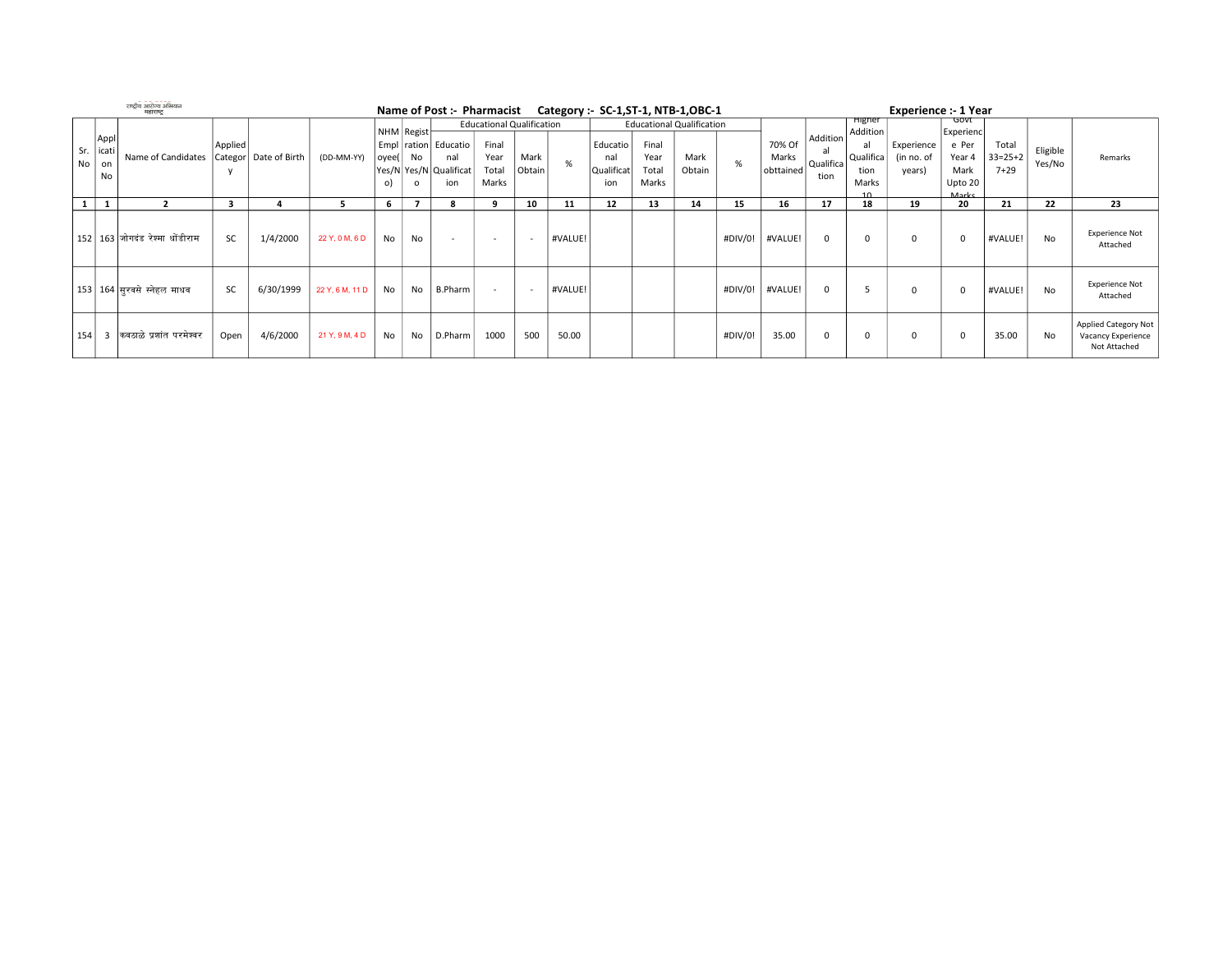राष्ट्रीय आरोग्य अभियान महाराष्ट्र

**Name of Post :- Pharmacist Category :- SC-1,ST-1, NTB-1,OBC-1 Experience :- 1 Year**

| Sr. No | Application No | Name of Candidates | Applied Category | Date of Birth | (DD-MM-YY) | NHM Employee(Yes/No) | Registration No Yes/No | Educational Qualification | | | | Educational Qualification | | | | 70% Of Marks obttained | Additional Qualification | Higher Additional Qualification Marks 10 | Experience (in no. of years) | Govt Experience Per Year 4 Mark Upto 20 Marks | Total 33=25+27+29 | Eligible Yes/No | Remarks |
|---|---|---|---|---|---|---|---|---|---|---|---|---|---|---|---|---|---|---|---|---|---|---|---|
| | | | | | | | | Educational Qualification | Final Year Total Marks | Mark Obtain | % | Educational Qualification | Final Year Total Marks | Mark Obtain | % | | | | | | | | |
| 1 | 1 | 2 | 3 | 4 | 5 | 6 | 7 | 8 | 9 | 10 | 11 | 12 | 13 | 14 | 15 | 16 | 17 | 18 | 19 | 20 | 21 | 22 | 23 |
| 152 | 163 | जोगदंड रेश्मा धोंडीराम | SC | 1/4/2000 | 22 Y, 0 M, 6 D | No | No | - | - | - | #VALUE! | | | | #DIV/0! | #VALUE! | 0 | 0 | 0 | 0 | #VALUE! | No | Experience Not Attached |
| 153 | 164 | सुरवसे स्नेहल माधव | SC | 6/30/1999 | 22 Y, 6 M, 11 D | No | No | B.Pharm | - | - | #VALUE! | | | | #DIV/0! | #VALUE! | 0 | 5 | 0 | 0 | #VALUE! | No | Experience Not Attached |
| 154 | 3 | कवठाळे प्रशांत परमेश्वर | Open | 4/6/2000 | 21 Y, 9 M, 4 D | No | No | D.Pharm | 1000 | 500 | 50.00 | | | | #DIV/0! | 35.00 | 0 | 0 | 0 | 0 | 35.00 | No | Applied Category Not Vacancy Experience Not Attached |